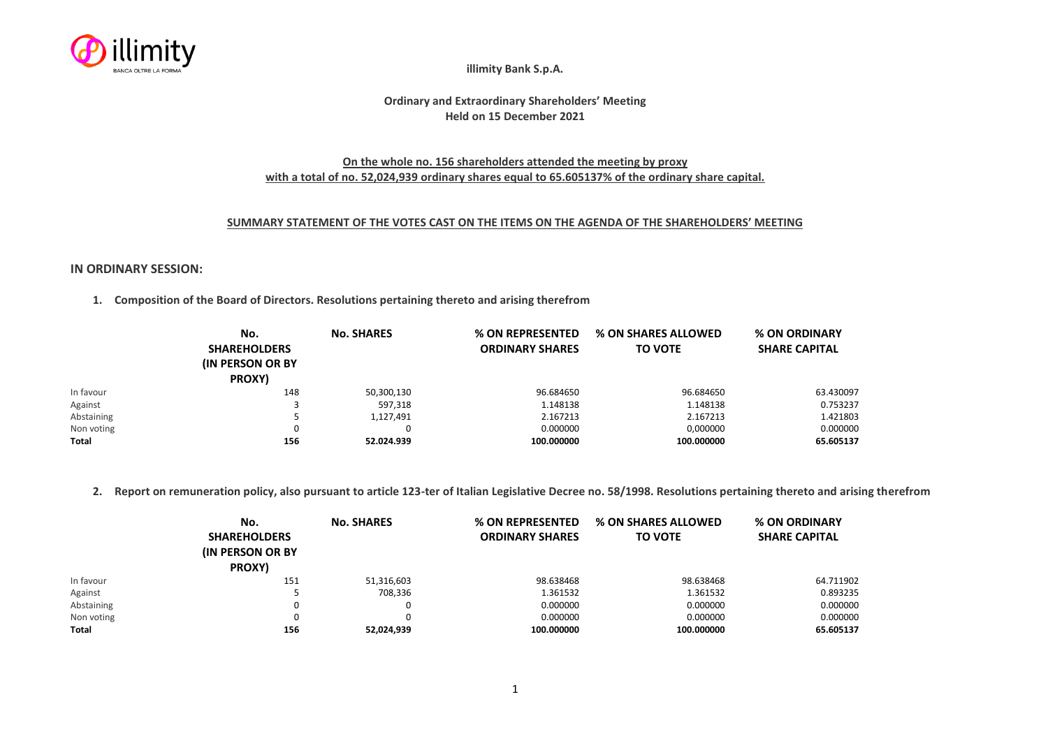**illimity Bank S.p.A.**

**Ordinary and Extraordinary Shareholders' Meeting**
**Held on 15 December 2021**

**On the whole no. 156 shareholders attended the meeting by proxy with a total of no. 52,024,939 ordinary shares equal to 65.605137% of the ordinary share capital.**

**SUMMARY STATEMENT OF THE VOTES CAST ON THE ITEMS ON THE AGENDA OF THE SHAREHOLDERS' MEETING**

## IN ORDINARY SESSION:

**1. Composition of the Board of Directors. Resolutions pertaining thereto and arising therefrom**

| | No. SHAREHOLDERS (IN PERSON OR BY PROXY) | No. SHARES | % ON REPRESENTED ORDINARY SHARES | % ON SHARES ALLOWED TO VOTE | % ON ORDINARY SHARE CAPITAL |
|---|---|---|---|---|---|
| In favour | 148 | 50,300,130 | 96.684650 | 96.684650 | 63.430097 |
| Against | 3 | 597,318 | 1.148138 | 1.148138 | 0.753237 |
| Abstaining | 5 | 1,127,491 | 2.167213 | 2.167213 | 1.421803 |
| Non voting | 0 | 0 | 0.000000 | 0,000000 | 0.000000 |
| **Total** | **156** | **52.024.939** | **100.000000** | **100.000000** | **65.605137** |

**2. Report on remuneration policy, also pursuant to article 123-ter of Italian Legislative Decree no. 58/1998. Resolutions pertaining thereto and arising therefrom**

| | No. SHAREHOLDERS (IN PERSON OR BY PROXY) | No. SHARES | % ON REPRESENTED ORDINARY SHARES | % ON SHARES ALLOWED TO VOTE | % ON ORDINARY SHARE CAPITAL |
|---|---|---|---|---|---|
| In favour | 151 | 51,316,603 | 98.638468 | 98.638468 | 64.711902 |
| Against | 5 | 708,336 | 1.361532 | 1.361532 | 0.893235 |
| Abstaining | 0 | 0 | 0.000000 | 0.000000 | 0.000000 |
| Non voting | 0 | 0 | 0.000000 | 0.000000 | 0.000000 |
| **Total** | **156** | **52,024,939** | **100.000000** | **100.000000** | **65.605137** |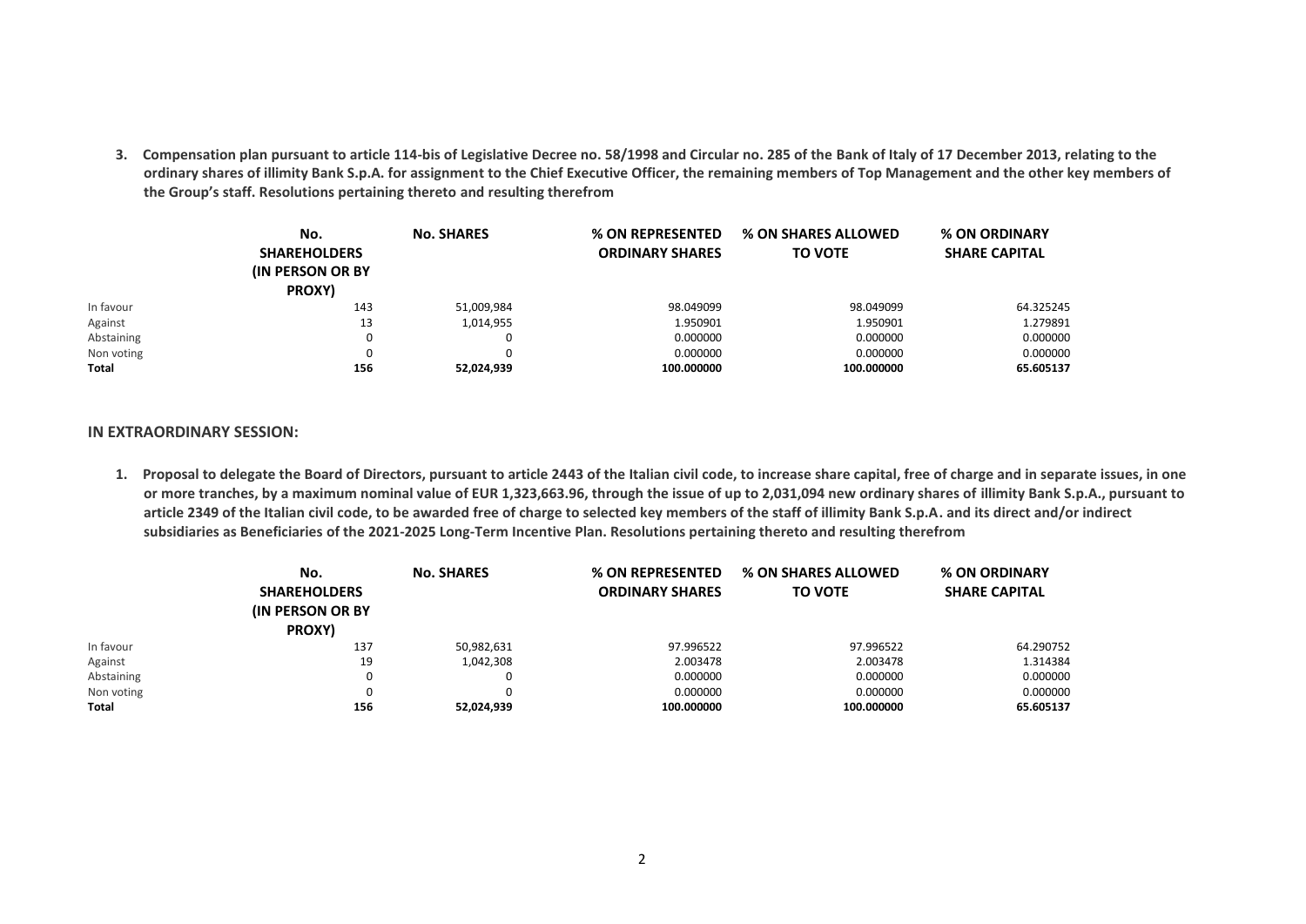**3. Compensation plan pursuant to article 114-bis of Legislative Decree no. 58/1998 and Circular no. 285 of the Bank of Italy of 17 December 2013, relating to the ordinary shares of illimity Bank S.p.A. for assignment to the Chief Executive Officer, the remaining members of Top Management and the other key members of the Group's staff. Resolutions pertaining thereto and resulting therefrom**

| | No. SHAREHOLDERS (IN PERSON OR BY PROXY) | No. SHARES | % ON REPRESENTED ORDINARY SHARES | % ON SHARES ALLOWED TO VOTE | % ON ORDINARY SHARE CAPITAL |
|---|---|---|---|---|---|
| In favour | 143 | 51,009,984 | 98.049099 | 98.049099 | 64.325245 |
| Against | 13 | 1,014,955 | 1.950901 | 1.950901 | 1.279891 |
| Abstaining | 0 | 0 | 0.000000 | 0.000000 | 0.000000 |
| Non voting | 0 | 0 | 0.000000 | 0.000000 | 0.000000 |
| **Total** | **156** | **52,024,939** | **100.000000** | **100.000000** | **65.605137** |

## IN EXTRAORDINARY SESSION:

**1. Proposal to delegate the Board of Directors, pursuant to article 2443 of the Italian civil code, to increase share capital, free of charge and in separate issues, in one or more tranches, by a maximum nominal value of EUR 1,323,663.96, through the issue of up to 2,031,094 new ordinary shares of illimity Bank S.p.A., pursuant to article 2349 of the Italian civil code, to be awarded free of charge to selected key members of the staff of illimity Bank S.p.A. and its direct and/or indirect subsidiaries as Beneficiaries of the 2021-2025 Long-Term Incentive Plan. Resolutions pertaining thereto and resulting therefrom**

| | No. SHAREHOLDERS (IN PERSON OR BY PROXY) | No. SHARES | % ON REPRESENTED ORDINARY SHARES | % ON SHARES ALLOWED TO VOTE | % ON ORDINARY SHARE CAPITAL |
|---|---|---|---|---|---|
| In favour | 137 | 50,982,631 | 97.996522 | 97.996522 | 64.290752 |
| Against | 19 | 1,042,308 | 2.003478 | 2.003478 | 1.314384 |
| Abstaining | 0 | 0 | 0.000000 | 0.000000 | 0.000000 |
| Non voting | 0 | 0 | 0.000000 | 0.000000 | 0.000000 |
| **Total** | **156** | **52,024,939** | **100.000000** | **100.000000** | **65.605137** |